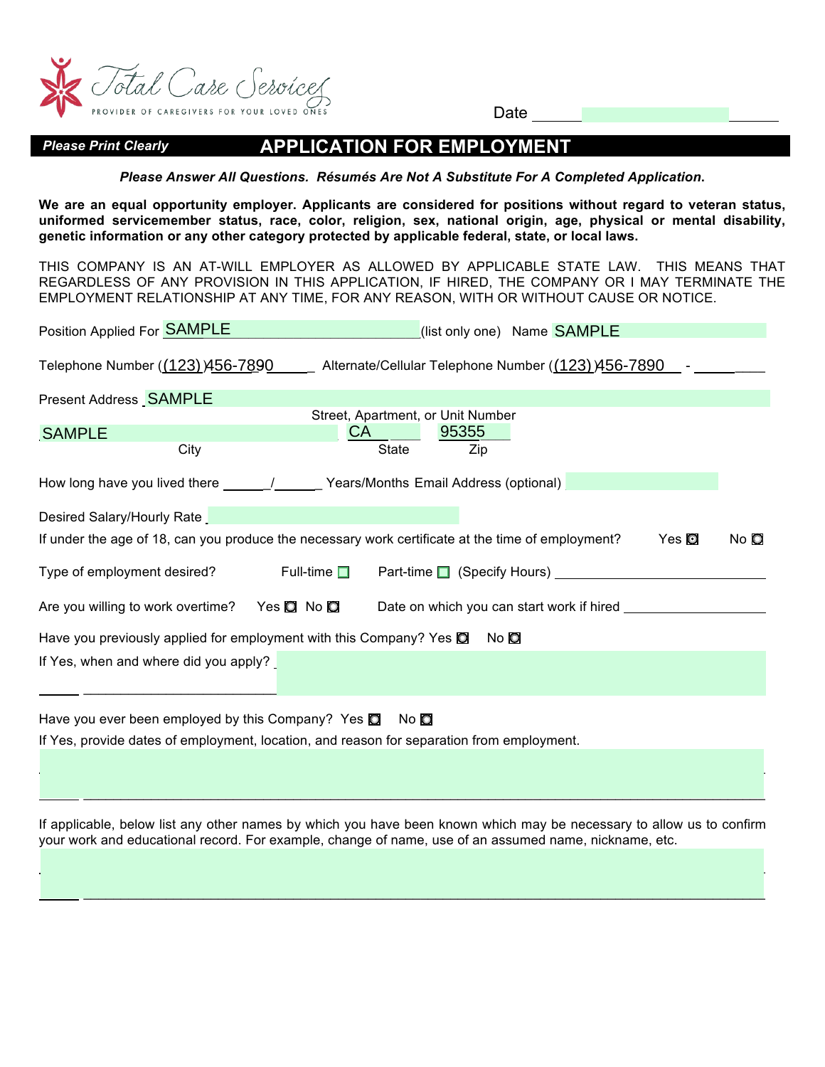Total Care Services
PROVIDER OF CAREGIVERS FOR YOUR LOVED ONES

Date ____________

***Please Print Clearly***

# APPLICATION FOR EMPLOYMENT

***Please Answer All Questions. Résumés Are Not A Substitute For A Completed Application.***

**We are an equal opportunity employer. Applicants are considered for positions without regard to veteran status, uniformed servicemember status, race, color, religion, sex, national origin, age, physical or mental disability, genetic information or any other category protected by applicable federal, state, or local laws.**

THIS COMPANY IS AN AT-WILL EMPLOYER AS ALLOWED BY APPLICABLE STATE LAW. THIS MEANS THAT REGARDLESS OF ANY PROVISION IN THIS APPLICATION, IF HIRED, THE COMPANY OR I MAY TERMINATE THE EMPLOYMENT RELATIONSHIP AT ANY TIME, FOR ANY REASON, WITH OR WITHOUT CAUSE OR NOTICE.

Position Applied For SAMPLE (list only one) Name SAMPLE

Telephone Number (123) 456-7890 Alternate/Cellular Telephone Number (123) 456-7890

Present Address SAMPLE
Street, Apartment, or Unit Number

SAMPLE — City | CA — State | 95355 — Zip

How long have you lived there ______/______ Years/Months Email Address (optional) ____________

Desired Salary/Hourly Rate ____________

If under the age of 18, can you produce the necessary work certificate at the time of employment? Yes ☐ No ☐

Type of employment desired? Full-time ☐ Part-time ☐ (Specify Hours) ____________

Are you willing to work overtime? Yes ☐ No ☐ Date on which you can start work if hired ____________

Have you previously applied for employment with this Company? Yes ☐ No ☐

If Yes, when and where did you apply? ____________

Have you ever been employed by this Company? Yes ☐ No ☐

If Yes, provide dates of employment, location, and reason for separation from employment.

____________

If applicable, below list any other names by which you have been known which may be necessary to allow us to confirm your work and educational record. For example, change of name, use of an assumed name, nickname, etc.

____________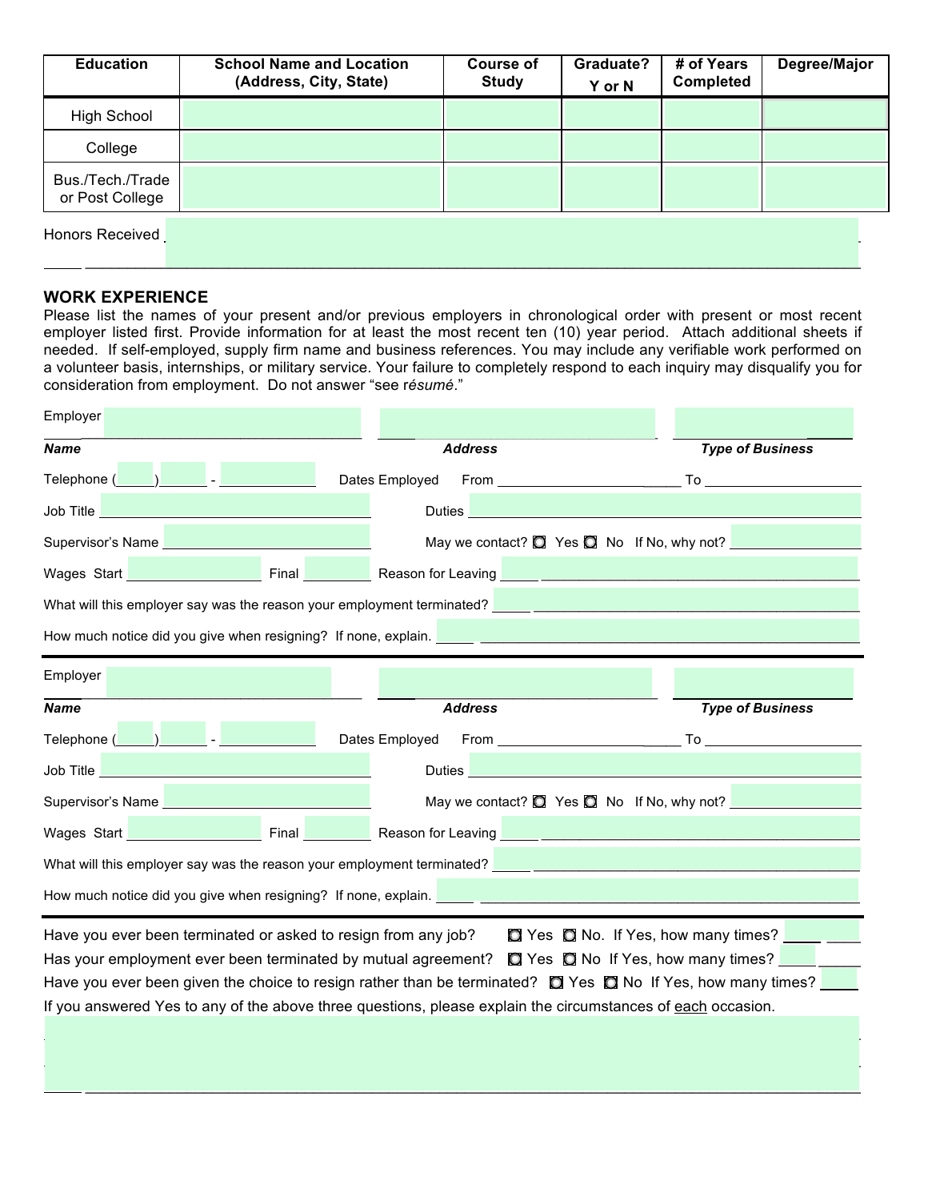| Education | School Name and Location (Address, City, State) | Course of Study | Graduate? Y or N | # of Years Completed | Degree/Major |
|---|---|---|---|---|---|
| High School | | | | | |
| College | | | | | |
| Bus./Tech./Trade or Post College | | | | | |

Honors Received ______________________________________________________________

______________________________________________________________________________

## WORK EXPERIENCE

Please list the names of your present and/or previous employers in chronological order with present or most recent employer listed first. Provide information for at least the most recent ten (10) year period. Attach additional sheets if needed. If self-employed, supply firm name and business references. You may include any verifiable work performed on a volunteer basis, internships, or military service. Your failure to completely respond to each inquiry may disqualify you for consideration from employment. Do not answer "see r*ésumé*."

Employer ______________________ ______________________ ______________________

***Name*** ***Address*** ***Type of Business***

Telephone (_____)______ - ____________ Dates Employed From ______________________ To ____________________

Job Title ______________________________ Duties ______________________________

Supervisor's Name ______________________ May we contact? ☐ Yes ☐ No If No, why not? ______________

Wages Start ______________ Final __________ Reason for Leaving ______________________________

What will this employer say was the reason your employment terminated? ______________________________

How much notice did you give when resigning? If none, explain. ______________________________

---

Employer ______________________ ______________________ ______________________

***Name*** ***Address*** ***Type of Business***

Telephone (_____)______ - ____________ Dates Employed From ______________________ To ____________________

Job Title ______________________________ Duties ______________________________

Supervisor's Name ______________________ May we contact? ☐ Yes ☐ No If No, why not? ______________

Wages Start ______________ Final __________ Reason for Leaving ______________________________

What will this employer say was the reason your employment terminated? ______________________________

How much notice did you give when resigning? If none, explain. ______________________________

---

Have you ever been terminated or asked to resign from any job? ☐ Yes ☐ No. If Yes, how many times? ______

Has your employment ever been terminated by mutual agreement? ☐ Yes ☐ No If Yes, how many times? ______

Have you ever been given the choice to resign rather than be terminated? ☐ Yes ☐ No If Yes, how many times? ______

If you answered Yes to any of the above three questions, please explain the circumstances of each occasion.

______________________________________________________________________________

______________________________________________________________________________

______________________________________________________________________________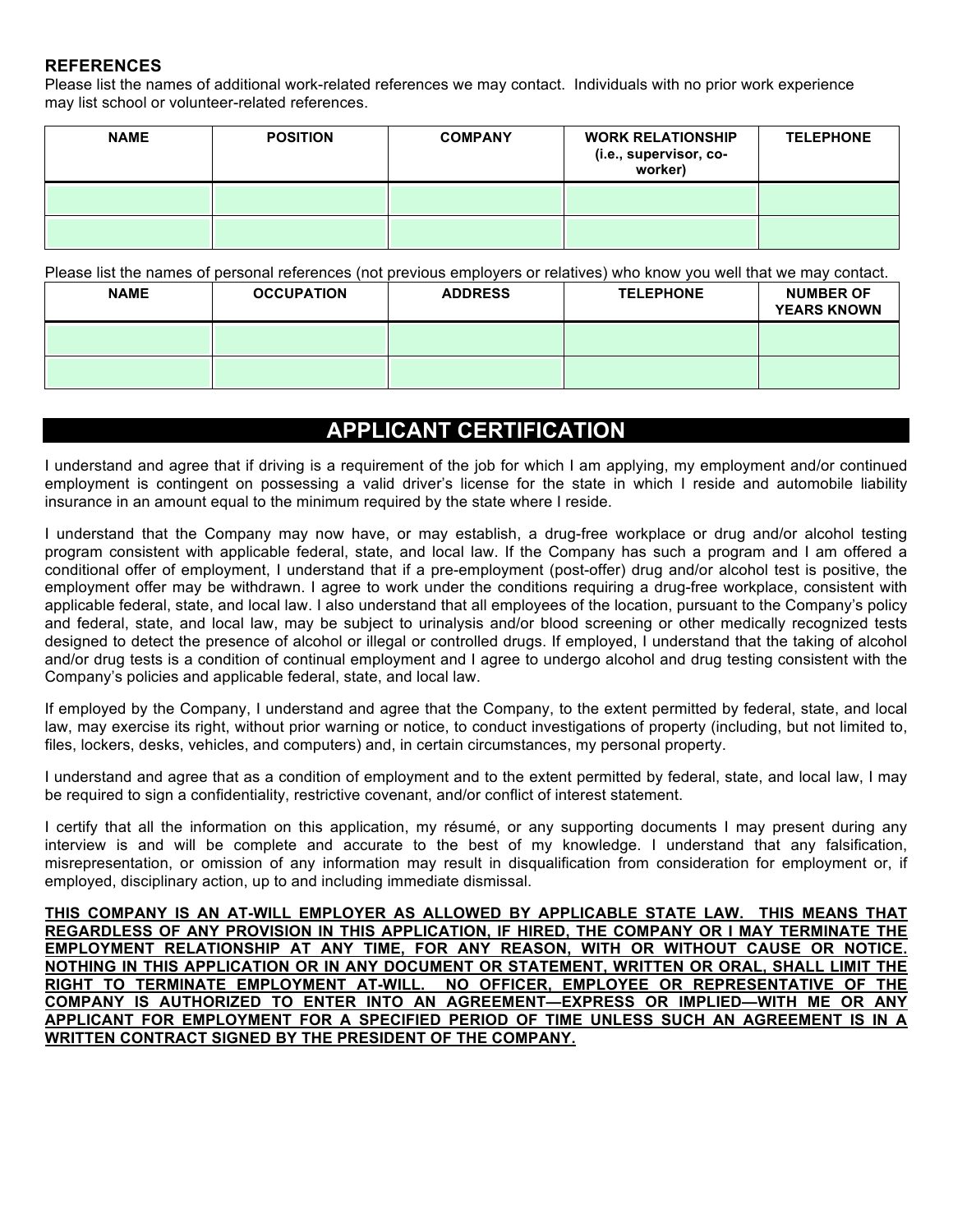### REFERENCES

Please list the names of additional work-related references we may contact. Individuals with no prior work experience may list school or volunteer-related references.

| NAME | POSITION | COMPANY | WORK RELATIONSHIP (i.e., supervisor, co-worker) | TELEPHONE |
|---|---|---|---|---|
| | | | | |
| | | | | |

Please list the names of personal references (not previous employers or relatives) who know you well that we may contact.

| NAME | OCCUPATION | ADDRESS | TELEPHONE | NUMBER OF YEARS KNOWN |
|---|---|---|---|---|
| | | | | |
| | | | | |

## APPLICANT CERTIFICATION

I understand and agree that if driving is a requirement of the job for which I am applying, my employment and/or continued employment is contingent on possessing a valid driver's license for the state in which I reside and automobile liability insurance in an amount equal to the minimum required by the state where I reside.

I understand that the Company may now have, or may establish, a drug-free workplace or drug and/or alcohol testing program consistent with applicable federal, state, and local law. If the Company has such a program and I am offered a conditional offer of employment, I understand that if a pre-employment (post-offer) drug and/or alcohol test is positive, the employment offer may be withdrawn. I agree to work under the conditions requiring a drug-free workplace, consistent with applicable federal, state, and local law. I also understand that all employees of the location, pursuant to the Company's policy and federal, state, and local law, may be subject to urinalysis and/or blood screening or other medically recognized tests designed to detect the presence of alcohol or illegal or controlled drugs. If employed, I understand that the taking of alcohol and/or drug tests is a condition of continual employment and I agree to undergo alcohol and drug testing consistent with the Company's policies and applicable federal, state, and local law.

If employed by the Company, I understand and agree that the Company, to the extent permitted by federal, state, and local law, may exercise its right, without prior warning or notice, to conduct investigations of property (including, but not limited to, files, lockers, desks, vehicles, and computers) and, in certain circumstances, my personal property.

I understand and agree that as a condition of employment and to the extent permitted by federal, state, and local law, I may be required to sign a confidentiality, restrictive covenant, and/or conflict of interest statement.

I certify that all the information on this application, my résumé, or any supporting documents I may present during any interview is and will be complete and accurate to the best of my knowledge. I understand that any falsification, misrepresentation, or omission of any information may result in disqualification from consideration for employment or, if employed, disciplinary action, up to and including immediate dismissal.

**THIS COMPANY IS AN AT-WILL EMPLOYER AS ALLOWED BY APPLICABLE STATE LAW. THIS MEANS THAT REGARDLESS OF ANY PROVISION IN THIS APPLICATION, IF HIRED, THE COMPANY OR I MAY TERMINATE THE EMPLOYMENT RELATIONSHIP AT ANY TIME, FOR ANY REASON, WITH OR WITHOUT CAUSE OR NOTICE. NOTHING IN THIS APPLICATION OR IN ANY DOCUMENT OR STATEMENT, WRITTEN OR ORAL, SHALL LIMIT THE RIGHT TO TERMINATE EMPLOYMENT AT-WILL. NO OFFICER, EMPLOYEE OR REPRESENTATIVE OF THE COMPANY IS AUTHORIZED TO ENTER INTO AN AGREEMENT—EXPRESS OR IMPLIED—WITH ME OR ANY APPLICANT FOR EMPLOYMENT FOR A SPECIFIED PERIOD OF TIME UNLESS SUCH AN AGREEMENT IS IN A WRITTEN CONTRACT SIGNED BY THE PRESIDENT OF THE COMPANY.**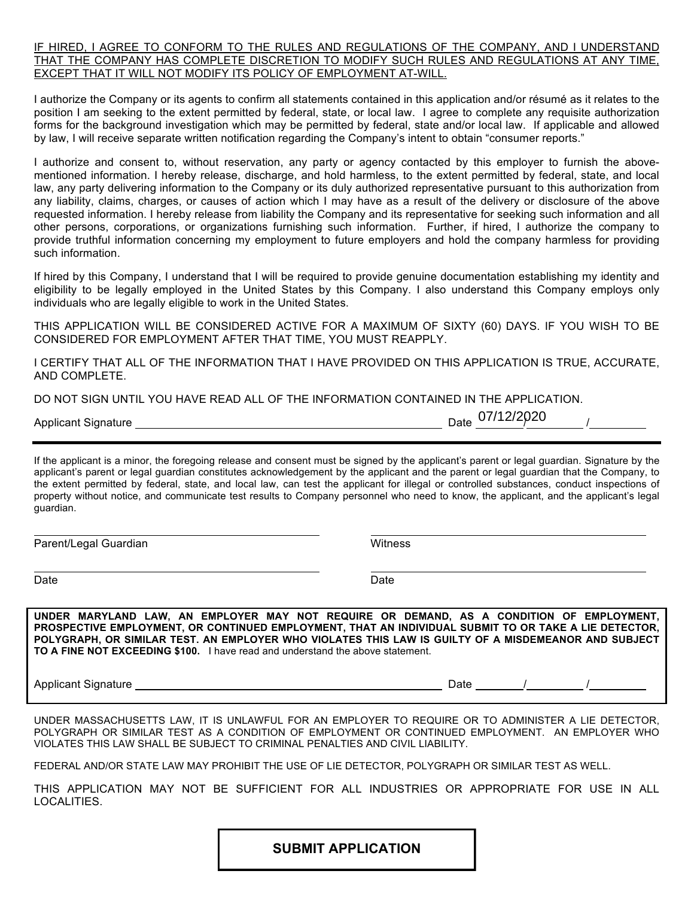<u>IF HIRED, I AGREE TO CONFORM TO THE RULES AND REGULATIONS OF THE COMPANY, AND I UNDERSTAND THAT THE COMPANY HAS COMPLETE DISCRETION TO MODIFY SUCH RULES AND REGULATIONS AT ANY TIME, EXCEPT THAT IT WILL NOT MODIFY ITS POLICY OF EMPLOYMENT AT-WILL.</u>

I authorize the Company or its agents to confirm all statements contained in this application and/or résumé as it relates to the position I am seeking to the extent permitted by federal, state, or local law. I agree to complete any requisite authorization forms for the background investigation which may be permitted by federal, state and/or local law. If applicable and allowed by law, I will receive separate written notification regarding the Company's intent to obtain "consumer reports."

I authorize and consent to, without reservation, any party or agency contacted by this employer to furnish the above-mentioned information. I hereby release, discharge, and hold harmless, to the extent permitted by federal, state, and local law, any party delivering information to the Company or its duly authorized representative pursuant to this authorization from any liability, claims, charges, or causes of action which I may have as a result of the delivery or disclosure of the above requested information. I hereby release from liability the Company and its representative for seeking such information and all other persons, corporations, or organizations furnishing such information. Further, if hired, I authorize the company to provide truthful information concerning my employment to future employers and hold the company harmless for providing such information.

If hired by this Company, I understand that I will be required to provide genuine documentation establishing my identity and eligibility to be legally employed in the United States by this Company. I also understand this Company employs only individuals who are legally eligible to work in the United States.

THIS APPLICATION WILL BE CONSIDERED ACTIVE FOR A MAXIMUM OF SIXTY (60) DAYS. IF YOU WISH TO BE CONSIDERED FOR EMPLOYMENT AFTER THAT TIME, YOU MUST REAPPLY.

I CERTIFY THAT ALL OF THE INFORMATION THAT I HAVE PROVIDED ON THIS APPLICATION IS TRUE, ACCURATE, AND COMPLETE.

DO NOT SIGN UNTIL YOU HAVE READ ALL OF THE INFORMATION CONTAINED IN THE APPLICATION.

Applicant Signature ______________________________ Date 07/12/2020

---

If the applicant is a minor, the foregoing release and consent must be signed by the applicant's parent or legal guardian. Signature by the applicant's parent or legal guardian constitutes acknowledgement by the applicant and the parent or legal guardian that the Company, to the extent permitted by federal, state, and local law, can test the applicant for illegal or controlled substances, conduct inspections of property without notice, and communicate test results to Company personnel who need to know, the applicant, and the applicant's legal guardian.

Parent/Legal Guardian ______________________________ Witness ______________________________

Date ______________________________ Date ______________________________

**UNDER MARYLAND LAW, AN EMPLOYER MAY NOT REQUIRE OR DEMAND, AS A CONDITION OF EMPLOYMENT, PROSPECTIVE EMPLOYMENT, OR CONTINUED EMPLOYMENT, THAT AN INDIVIDUAL SUBMIT TO OR TAKE A LIE DETECTOR, POLYGRAPH, OR SIMILAR TEST. AN EMPLOYER WHO VIOLATES THIS LAW IS GUILTY OF A MISDEMEANOR AND SUBJECT TO A FINE NOT EXCEEDING $100.** I have read and understand the above statement.

Applicant Signature ______________________________ Date ______ / ______ / ______

UNDER MASSACHUSETTS LAW, IT IS UNLAWFUL FOR AN EMPLOYER TO REQUIRE OR TO ADMINISTER A LIE DETECTOR, POLYGRAPH OR SIMILAR TEST AS A CONDITION OF EMPLOYMENT OR CONTINUED EMPLOYMENT. AN EMPLOYER WHO VIOLATES THIS LAW SHALL BE SUBJECT TO CRIMINAL PENALTIES AND CIVIL LIABILITY.

FEDERAL AND/OR STATE LAW MAY PROHIBIT THE USE OF LIE DETECTOR, POLYGRAPH OR SIMILAR TEST AS WELL.

THIS APPLICATION MAY NOT BE SUFFICIENT FOR ALL INDUSTRIES OR APPROPRIATE FOR USE IN ALL LOCALITIES.

**SUBMIT APPLICATION**